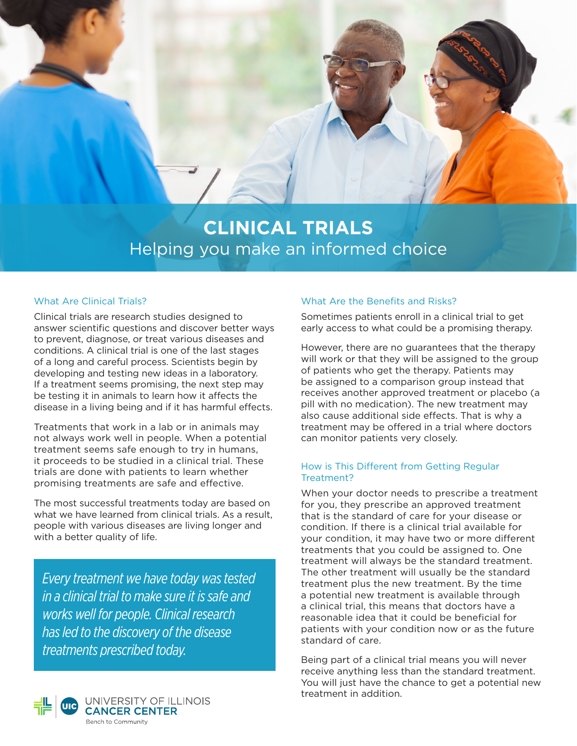# CLINICAL TRIALS

Helping you make an informed choice

## What Are Clinical Trials?

Clinical trials are research studies designed to answer scientific questions and discover better ways to prevent, diagnose, or treat various diseases and conditions. A clinical trial is one of the last stages of a long and careful process. Scientists begin by developing and testing new ideas in a laboratory. If a treatment seems promising, the next step may be testing it in animals to learn how it affects the disease in a living being and if it has harmful effects.

Treatments that work in a lab or in animals may not always work well in people. When a potential treatment seems safe enough to try in humans, it proceeds to be studied in a clinical trial. These trials are done with patients to learn whether promising treatments are safe and effective.

The most successful treatments today are based on what we have learned from clinical trials. As a result, people with various diseases are living longer and with a better quality of life.

*Every treatment we have today was tested in a clinical trial to make sure it is safe and works well for people. Clinical research has led to the discovery of the disease treatments prescribed today.*

## What Are the Benefits and Risks?

Sometimes patients enroll in a clinical trial to get early access to what could be a promising therapy.

However, there are no guarantees that the therapy will work or that they will be assigned to the group of patients who get the therapy. Patients may be assigned to a comparison group instead that receives another approved treatment or placebo (a pill with no medication). The new treatment may also cause additional side effects. That is why a treatment may be offered in a trial where doctors can monitor patients very closely.

## How is This Different from Getting Regular Treatment?

When your doctor needs to prescribe a treatment for you, they prescribe an approved treatment that is the standard of care for your disease or condition. If there is a clinical trial available for your condition, it may have two or more different treatments that you could be assigned to. One treatment will always be the standard treatment. The other treatment will usually be the standard treatment plus the new treatment. By the time a potential new treatment is available through a clinical trial, this means that doctors have a reasonable idea that it could be beneficial for patients with your condition now or as the future standard of care.

Being part of a clinical trial means you will never receive anything less than the standard treatment. You will just have the chance to get a potential new treatment in addition.

UNIVERSITY OF ILLINOIS CANCER CENTER
Bench to Community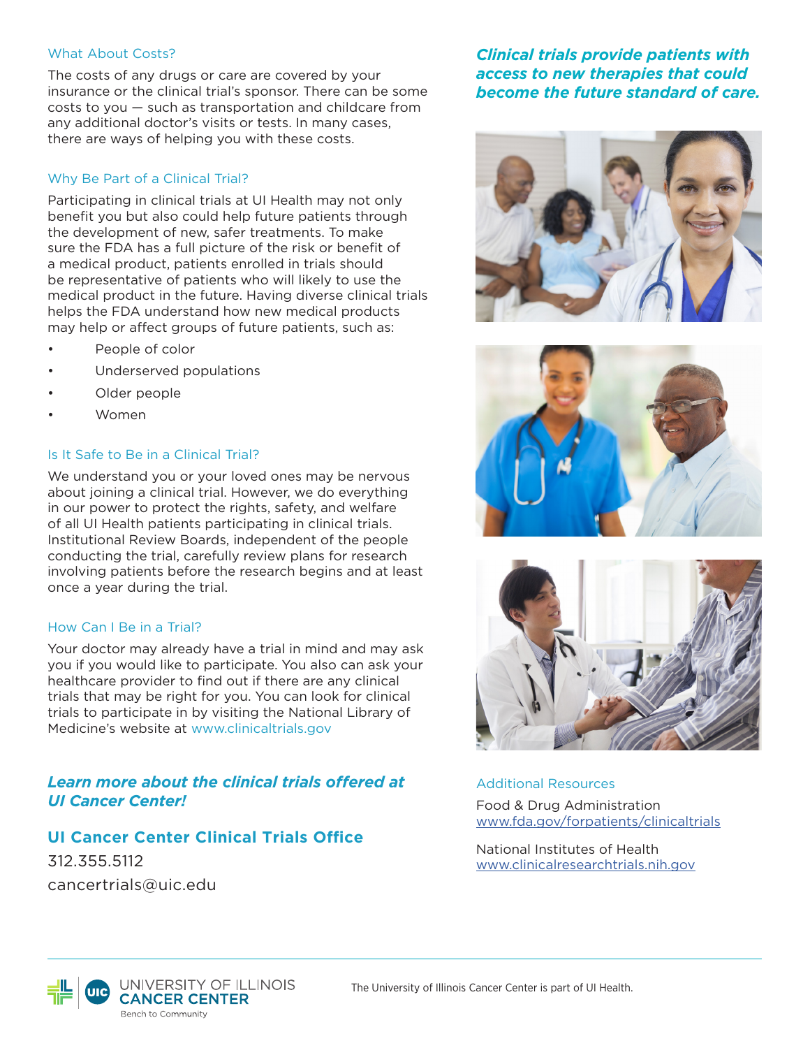### What About Costs?

The costs of any drugs or care are covered by your insurance or the clinical trial's sponsor. There can be some costs to you — such as transportation and childcare from any additional doctor's visits or tests. In many cases, there are ways of helping you with these costs.

### Why Be Part of a Clinical Trial?

Participating in clinical trials at UI Health may not only benefit you but also could help future patients through the development of new, safer treatments. To make sure the FDA has a full picture of the risk or benefit of a medical product, patients enrolled in trials should be representative of patients who will likely to use the medical product in the future. Having diverse clinical trials helps the FDA understand how new medical products may help or affect groups of future patients, such as:

- People of color
- Underserved populations
- Older people
- Women

### Is It Safe to Be in a Clinical Trial?

We understand you or your loved ones may be nervous about joining a clinical trial. However, we do everything in our power to protect the rights, safety, and welfare of all UI Health patients participating in clinical trials. Institutional Review Boards, independent of the people conducting the trial, carefully review plans for research involving patients before the research begins and at least once a year during the trial.

### How Can I Be in a Trial?

Your doctor may already have a trial in mind and may ask you if you would like to participate. You also can ask your healthcare provider to find out if there are any clinical trials that may be right for you. You can look for clinical trials to participate in by visiting the National Library of Medicine's website at www.clinicaltrials.gov

***Learn more about the clinical trials offered at UI Cancer Center!***

**UI Cancer Center Clinical Trials Office**

312.355.5112

cancertrials@uic.edu

***Clinical trials provide patients with access to new therapies that could become the future standard of care.***

### Additional Resources

Food & Drug Administration
www.fda.gov/forpatients/clinicaltrials

National Institutes of Health
www.clinicalresearchtrials.nih.gov

UNIVERSITY OF ILLINOIS CANCER CENTER
Bench to Community

The University of Illinois Cancer Center is part of UI Health.